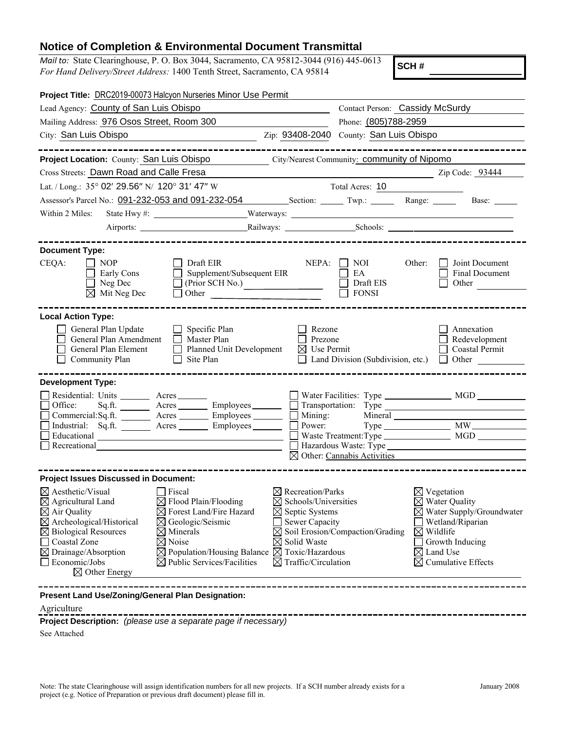## Notice of Completion & Environmental Document Transmittal

*Mail to:* State Clearinghouse, P. O. Box 3044, Sacramento, CA 95812-3044 (916) 445-0613
*For Hand Delivery/Street Address:* 1400 Tenth Street, Sacramento, CA 95814

**SCH #**

**Project Title:** DRC2019-00073 Halcyon Nurseries Minor Use Permit

Lead Agency: County of San Luis Obispo — Contact Person: Cassidy McSurdy
Mailing Address: 976 Osos Street, Room 300 — Phone: (805)788-2959
City: San Luis Obispo — Zip: 93408-2040 — County: San Luis Obispo

---

**Project Location:** County: San Luis Obispo — City/Nearest Community: community of Nipomo
Cross Streets: Dawn Road and Calle Fresa — Zip Code: 93444
Lat. / Long.: 35° 02′ 29.56″ N/ 120° 31′ 47″ W — Total Acres: 10
Assessor's Parcel No.: 091-232-053 and 091-232-054 — Section: ____ Twp.: ____ Range: ____ Base: ____
Within 2 Miles: State Hwy #: ____ Waterways: ____
Airports: ____ Railways: ____ Schools: ____

---

**Document Type:**

CEQA:
- [ ] NOP
- [ ] Early Cons
- [ ] Neg Dec
- [x] Mit Neg Dec
- [ ] Draft EIR
- [ ] Supplement/Subsequent EIR
- [ ] (Prior SCH No.) ____
- [ ] Other ____

NEPA:
- [ ] NOI
- [ ] EA
- [ ] Draft EIS
- [ ] FONSI

Other:
- [ ] Joint Document
- [ ] Final Document
- [ ] Other ____

---

**Local Action Type:**

- [ ] General Plan Update
- [ ] General Plan Amendment
- [ ] General Plan Element
- [ ] Community Plan
- [ ] Specific Plan
- [ ] Master Plan
- [ ] Planned Unit Development
- [ ] Site Plan
- [ ] Rezone
- [ ] Prezone
- [x] Use Permit
- [ ] Land Division (Subdivision, etc.)
- [ ] Annexation
- [ ] Redevelopment
- [ ] Coastal Permit
- [ ] Other ____

---

**Development Type:**

- [ ] Residential: Units ____ Acres ____
- [ ] Office: Sq.ft. ____ Acres ____ Employees ____
- [ ] Commercial: Sq.ft. ____ Acres ____ Employees ____
- [ ] Industrial: Sq.ft. ____ Acres ____ Employees ____
- [ ] Educational ____
- [ ] Recreational ____
- [ ] Water Facilities: Type ____ MGD ____
- [ ] Transportation: Type ____
- [ ] Mining: Mineral ____
- [ ] Power: Type ____ MW ____
- [ ] Waste Treatment: Type ____ MGD ____
- [ ] Hazardous Waste: Type ____
- [x] Other: Cannabis Activities

---

**Project Issues Discussed in Document:**

- [x] Aesthetic/Visual
- [x] Agricultural Land
- [x] Air Quality
- [x] Archeological/Historical
- [x] Biological Resources
- [ ] Coastal Zone
- [x] Drainage/Absorption
- [ ] Economic/Jobs
- [ ] Fiscal
- [x] Flood Plain/Flooding
- [x] Forest Land/Fire Hazard
- [x] Geologic/Seismic
- [x] Minerals
- [x] Noise
- [x] Population/Housing Balance
- [x] Public Services/Facilities
- [x] Recreation/Parks
- [x] Schools/Universities
- [x] Septic Systems
- [ ] Sewer Capacity
- [x] Soil Erosion/Compaction/Grading
- [x] Solid Waste
- [x] Toxic/Hazardous
- [x] Traffic/Circulation
- [x] Vegetation
- [x] Water Quality
- [x] Water Supply/Groundwater
- [ ] Wetland/Riparian
- [x] Wildlife
- [ ] Growth Inducing
- [x] Land Use
- [x] Cumulative Effects
- [x] Other Energy

---

**Present Land Use/Zoning/General Plan Designation:**

Agriculture

**Project Description:** *(please use a separate page if necessary)*

See Attached

Note: The state Clearinghouse will assign identification numbers for all new projects. If a SCH number already exists for a project (e.g. Notice of Preparation or previous draft document) please fill in.

January 2008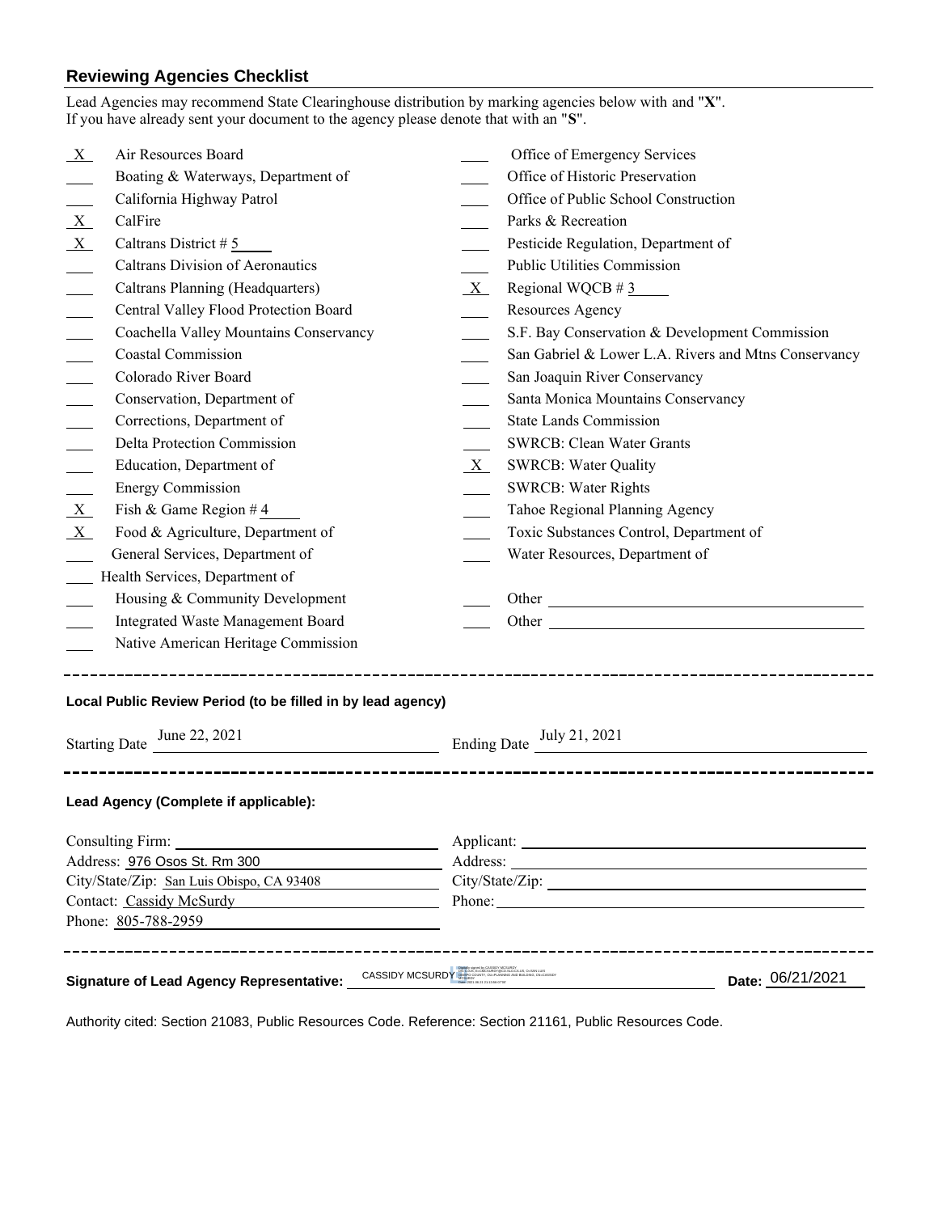## Reviewing Agencies Checklist

Lead Agencies may recommend State Clearinghouse distribution by marking agencies below with and "**X**".
If you have already sent your document to the agency please denote that with an "**S**".

| | | | |
|---|---|---|---|
| X | Air Resources Board | | Office of Emergency Services |
| | Boating & Waterways, Department of | | Office of Historic Preservation |
| | California Highway Patrol | | Office of Public School Construction |
| X | CalFire | | Parks & Recreation |
| X | Caltrans District # 5 | | Pesticide Regulation, Department of |
| | Caltrans Division of Aeronautics | | Public Utilities Commission |
| | Caltrans Planning (Headquarters) | X | Regional WQCB # 3 |
| | Central Valley Flood Protection Board | | Resources Agency |
| | Coachella Valley Mountains Conservancy | | S.F. Bay Conservation & Development Commission |
| | Coastal Commission | | San Gabriel & Lower L.A. Rivers and Mtns Conservancy |
| | Colorado River Board | | San Joaquin River Conservancy |
| | Conservation, Department of | | Santa Monica Mountains Conservancy |
| | Corrections, Department of | | State Lands Commission |
| | Delta Protection Commission | | SWRCB: Clean Water Grants |
| | Education, Department of | X | SWRCB: Water Quality |
| | Energy Commission | | SWRCB: Water Rights |
| X | Fish & Game Region # 4 | | Tahoe Regional Planning Agency |
| X | Food & Agriculture, Department of | | Toxic Substances Control, Department of |
| | General Services, Department of | | Water Resources, Department of |
| | Health Services, Department of | | |
| | Housing & Community Development | | Other |
| | Integrated Waste Management Board | | Other |
| | Native American Heritage Commission | | |

---

**Local Public Review Period (to be filled in by lead agency)**

Starting Date June 22, 2021 Ending Date July 21, 2021

---

**Lead Agency (Complete if applicable):**

Consulting Firm:
Address: 976 Osos St. Rm 300
City/State/Zip: San Luis Obispo, CA 93408
Contact: Cassidy McSurdy
Phone: 805-788-2959

Applicant:
Address:
City/State/Zip:
Phone:

---

**Signature of Lead Agency Representative:** CASSIDY MCSURDY **Date:** 06/21/2021

Authority cited: Section 21083, Public Resources Code. Reference: Section 21161, Public Resources Code.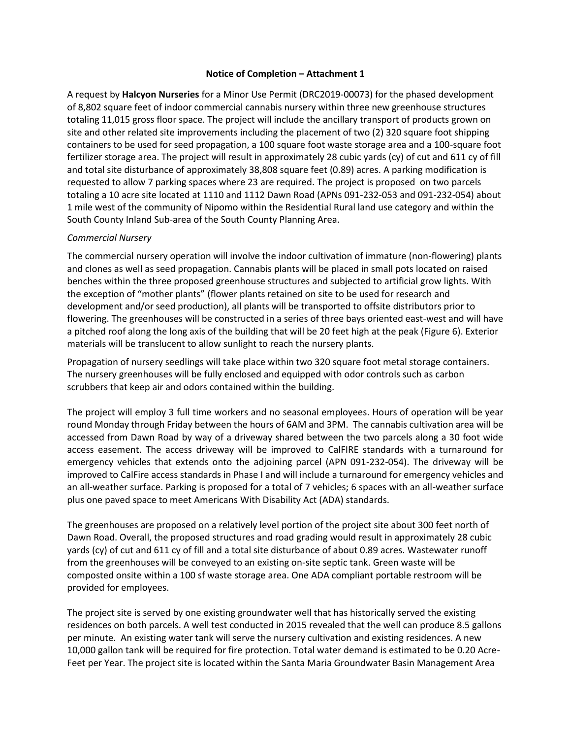**Notice of Completion – Attachment 1**

A request by **Halcyon Nurseries** for a Minor Use Permit (DRC2019-00073) for the phased development of 8,802 square feet of indoor commercial cannabis nursery within three new greenhouse structures totaling 11,015 gross floor space. The project will include the ancillary transport of products grown on site and other related site improvements including the placement of two (2) 320 square foot shipping containers to be used for seed propagation, a 100 square foot waste storage area and a 100-square foot fertilizer storage area. The project will result in approximately 28 cubic yards (cy) of cut and 611 cy of fill and total site disturbance of approximately 38,808 square feet (0.89) acres. A parking modification is requested to allow 7 parking spaces where 23 are required. The project is proposed on two parcels totaling a 10 acre site located at 1110 and 1112 Dawn Road (APNs 091-232-053 and 091-232-054) about 1 mile west of the community of Nipomo within the Residential Rural land use category and within the South County Inland Sub-area of the South County Planning Area.

*Commercial Nursery*

The commercial nursery operation will involve the indoor cultivation of immature (non-flowering) plants and clones as well as seed propagation. Cannabis plants will be placed in small pots located on raised benches within the three proposed greenhouse structures and subjected to artificial grow lights. With the exception of "mother plants" (flower plants retained on site to be used for research and development and/or seed production), all plants will be transported to offsite distributors prior to flowering. The greenhouses will be constructed in a series of three bays oriented east-west and will have a pitched roof along the long axis of the building that will be 20 feet high at the peak (Figure 6). Exterior materials will be translucent to allow sunlight to reach the nursery plants.

Propagation of nursery seedlings will take place within two 320 square foot metal storage containers. The nursery greenhouses will be fully enclosed and equipped with odor controls such as carbon scrubbers that keep air and odors contained within the building.

The project will employ 3 full time workers and no seasonal employees. Hours of operation will be year round Monday through Friday between the hours of 6AM and 3PM. The cannabis cultivation area will be accessed from Dawn Road by way of a driveway shared between the two parcels along a 30 foot wide access easement. The access driveway will be improved to CalFIRE standards with a turnaround for emergency vehicles that extends onto the adjoining parcel (APN 091-232-054). The driveway will be improved to CalFire access standards in Phase I and will include a turnaround for emergency vehicles and an all-weather surface. Parking is proposed for a total of 7 vehicles; 6 spaces with an all-weather surface plus one paved space to meet Americans With Disability Act (ADA) standards.

The greenhouses are proposed on a relatively level portion of the project site about 300 feet north of Dawn Road. Overall, the proposed structures and road grading would result in approximately 28 cubic yards (cy) of cut and 611 cy of fill and a total site disturbance of about 0.89 acres. Wastewater runoff from the greenhouses will be conveyed to an existing on-site septic tank. Green waste will be composted onsite within a 100 sf waste storage area. One ADA compliant portable restroom will be provided for employees.

The project site is served by one existing groundwater well that has historically served the existing residences on both parcels. A well test conducted in 2015 revealed that the well can produce 8.5 gallons per minute. An existing water tank will serve the nursery cultivation and existing residences. A new 10,000 gallon tank will be required for fire protection. Total water demand is estimated to be 0.20 Acre-Feet per Year. The project site is located within the Santa Maria Groundwater Basin Management Area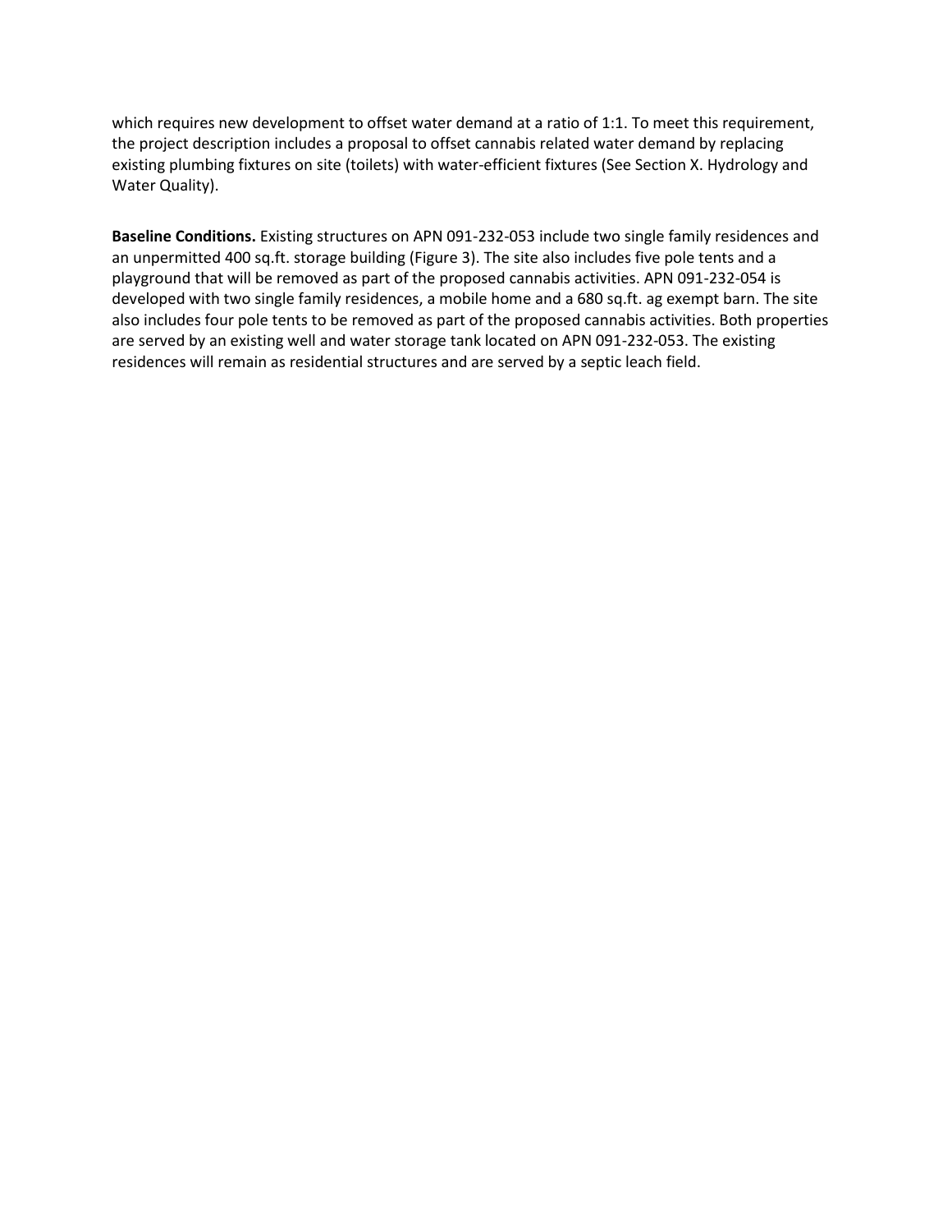which requires new development to offset water demand at a ratio of 1:1. To meet this requirement, the project description includes a proposal to offset cannabis related water demand by replacing existing plumbing fixtures on site (toilets) with water-efficient fixtures (See Section X. Hydrology and Water Quality).

**Baseline Conditions.** Existing structures on APN 091-232-053 include two single family residences and an unpermitted 400 sq.ft. storage building (Figure 3). The site also includes five pole tents and a playground that will be removed as part of the proposed cannabis activities. APN 091-232-054 is developed with two single family residences, a mobile home and a 680 sq.ft. ag exempt barn. The site also includes four pole tents to be removed as part of the proposed cannabis activities. Both properties are served by an existing well and water storage tank located on APN 091-232-053. The existing residences will remain as residential structures and are served by a septic leach field.